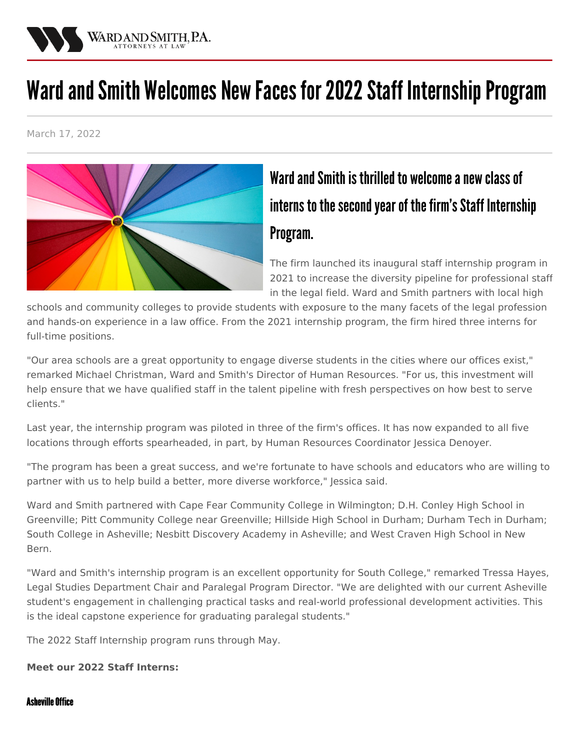# Ward and Smith Welcomes New Faces for 2022 Staff Internship Program

March 17, 2022

## Ward and Smith is thrilled to welcome a new class of interns to the second year of the firm's Staff Internship Program.

The firm launched its inaugural staff internship program in 2021 to increase the diversity pipeline for professional staff in the legal field. Ward and Smith partners with local high schools and community colleges to provide students with exposure to the many facets of the legal profession and hands-on experience in a law office. From the 2021 internship program, the firm hired three interns for full-time positions.

"Our area schools are a great opportunity to engage diverse students in the cities where our offices exist," remarked Michael Christman, Ward and Smith's Director of Human Resources. "For us, this investment will help ensure that we have qualified staff in the talent pipeline with fresh perspectives on how best to serve clients."

Last year, the internship program was piloted in three of the firm's offices. It has now expanded to all five locations through efforts spearheaded, in part, by Human Resources Coordinator Jessica Denoyer.

"The program has been a great success, and we're fortunate to have schools and educators who are willing to partner with us to help build a better, more diverse workforce," Jessica said.

Ward and Smith partnered with Cape Fear Community College in Wilmington; D.H. Conley High School in Greenville; Pitt Community College near Greenville; Hillside High School in Durham; Durham Tech in Durham; South College in Asheville; Nesbitt Discovery Academy in Asheville; and West Craven High School in New Bern.

"Ward and Smith's internship program is an excellent opportunity for South College," remarked Tressa Hayes, Legal Studies Department Chair and Paralegal Program Director. "We are delighted with our current Asheville student's engagement in challenging practical tasks and real-world professional development activities. This is the ideal capstone experience for graduating paralegal students."

The 2022 Staff Internship program runs through May.

**Meet our 2022 Staff Interns:**

#### Asheville Office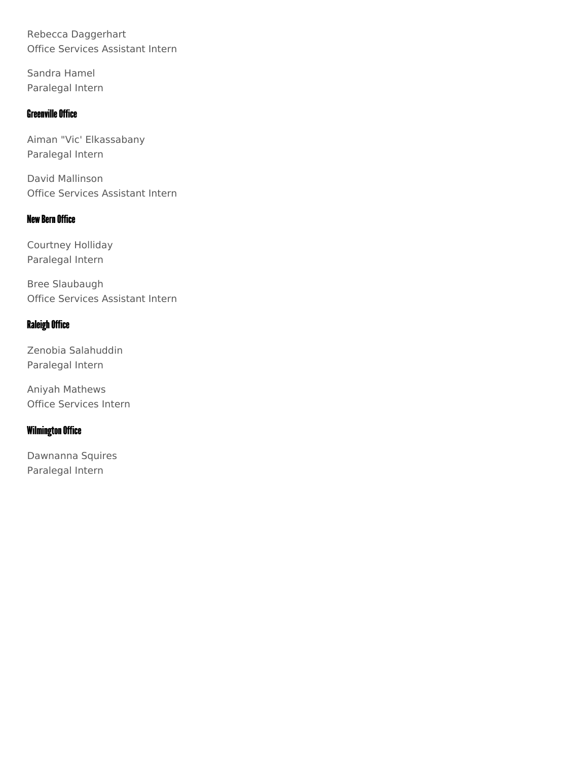Rebecca Daggerhart
Office Services Assistant Intern

Sandra Hamel
Paralegal Intern

### Greenville Office

Aiman "Vic' Elkassabany
Paralegal Intern

David Mallinson
Office Services Assistant Intern

### New Bern Office

Courtney Holliday
Paralegal Intern

Bree Slaubaugh
Office Services Assistant Intern

### Raleigh Office

Zenobia Salahuddin
Paralegal Intern

Aniyah Mathews
Office Services Intern

### Wilmington Office

Dawnanna Squires
Paralegal Intern